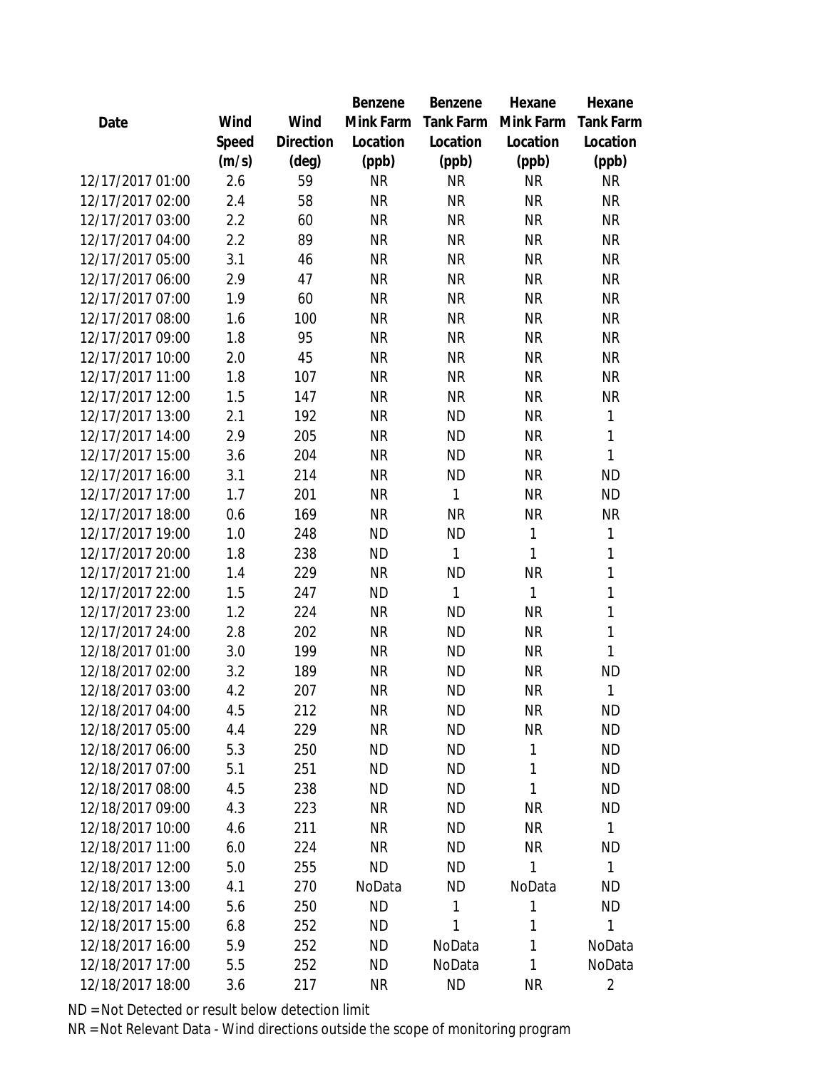| Date | Wind Speed (m/s) | Wind Direction (deg) | Benzene Mink Farm Location (ppb) | Benzene Tank Farm Location (ppb) | Hexane Mink Farm Location (ppb) | Hexane Tank Farm Location (ppb) |
|---|---|---|---|---|---|---|
| 12/17/2017 01:00 | 2.6 | 59 | NR | NR | NR | NR |
| 12/17/2017 02:00 | 2.4 | 58 | NR | NR | NR | NR |
| 12/17/2017 03:00 | 2.2 | 60 | NR | NR | NR | NR |
| 12/17/2017 04:00 | 2.2 | 89 | NR | NR | NR | NR |
| 12/17/2017 05:00 | 3.1 | 46 | NR | NR | NR | NR |
| 12/17/2017 06:00 | 2.9 | 47 | NR | NR | NR | NR |
| 12/17/2017 07:00 | 1.9 | 60 | NR | NR | NR | NR |
| 12/17/2017 08:00 | 1.6 | 100 | NR | NR | NR | NR |
| 12/17/2017 09:00 | 1.8 | 95 | NR | NR | NR | NR |
| 12/17/2017 10:00 | 2.0 | 45 | NR | NR | NR | NR |
| 12/17/2017 11:00 | 1.8 | 107 | NR | NR | NR | NR |
| 12/17/2017 12:00 | 1.5 | 147 | NR | NR | NR | NR |
| 12/17/2017 13:00 | 2.1 | 192 | NR | ND | NR | 1 |
| 12/17/2017 14:00 | 2.9 | 205 | NR | ND | NR | 1 |
| 12/17/2017 15:00 | 3.6 | 204 | NR | ND | NR | 1 |
| 12/17/2017 16:00 | 3.1 | 214 | NR | ND | NR | ND |
| 12/17/2017 17:00 | 1.7 | 201 | NR | 1 | NR | ND |
| 12/17/2017 18:00 | 0.6 | 169 | NR | NR | NR | NR |
| 12/17/2017 19:00 | 1.0 | 248 | ND | ND | 1 | 1 |
| 12/17/2017 20:00 | 1.8 | 238 | ND | 1 | 1 | 1 |
| 12/17/2017 21:00 | 1.4 | 229 | NR | ND | NR | 1 |
| 12/17/2017 22:00 | 1.5 | 247 | ND | 1 | 1 | 1 |
| 12/17/2017 23:00 | 1.2 | 224 | NR | ND | NR | 1 |
| 12/17/2017 24:00 | 2.8 | 202 | NR | ND | NR | 1 |
| 12/18/2017 01:00 | 3.0 | 199 | NR | ND | NR | 1 |
| 12/18/2017 02:00 | 3.2 | 189 | NR | ND | NR | ND |
| 12/18/2017 03:00 | 4.2 | 207 | NR | ND | NR | 1 |
| 12/18/2017 04:00 | 4.5 | 212 | NR | ND | NR | ND |
| 12/18/2017 05:00 | 4.4 | 229 | NR | ND | NR | ND |
| 12/18/2017 06:00 | 5.3 | 250 | ND | ND | 1 | ND |
| 12/18/2017 07:00 | 5.1 | 251 | ND | ND | 1 | ND |
| 12/18/2017 08:00 | 4.5 | 238 | ND | ND | 1 | ND |
| 12/18/2017 09:00 | 4.3 | 223 | NR | ND | NR | ND |
| 12/18/2017 10:00 | 4.6 | 211 | NR | ND | NR | 1 |
| 12/18/2017 11:00 | 6.0 | 224 | NR | ND | NR | ND |
| 12/18/2017 12:00 | 5.0 | 255 | ND | ND | 1 | 1 |
| 12/18/2017 13:00 | 4.1 | 270 | NoData | ND | NoData | ND |
| 12/18/2017 14:00 | 5.6 | 250 | ND | 1 | 1 | ND |
| 12/18/2017 15:00 | 6.8 | 252 | ND | 1 | 1 | 1 |
| 12/18/2017 16:00 | 5.9 | 252 | ND | NoData | 1 | NoData |
| 12/18/2017 17:00 | 5.5 | 252 | ND | NoData | 1 | NoData |
| 12/18/2017 18:00 | 3.6 | 217 | NR | ND | NR | 2 |

ND = Not Detected or result below detection limit

NR = Not Relevant Data - Wind directions outside the scope of monitoring program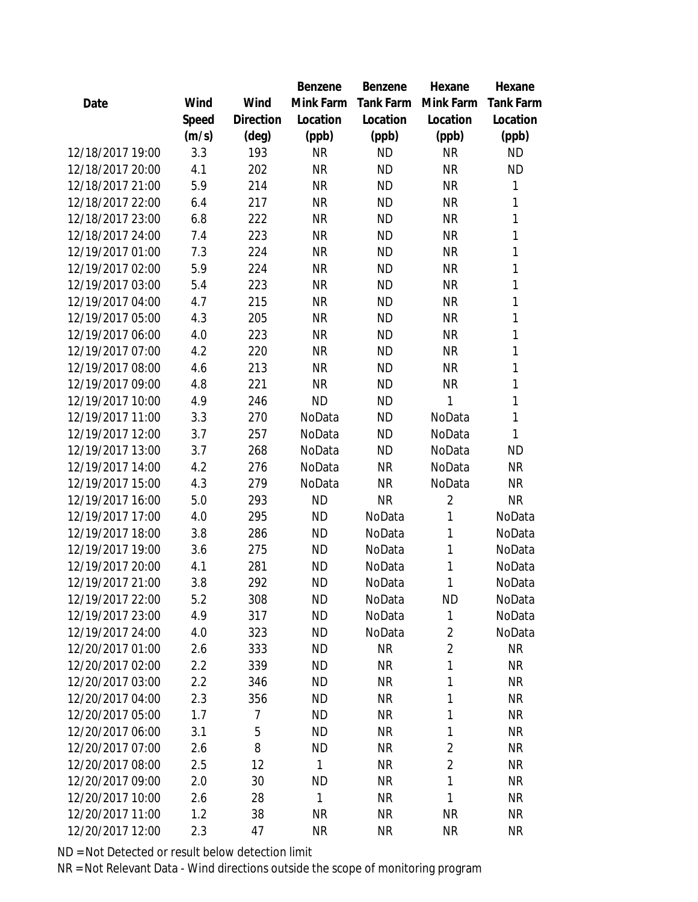| Date | Wind Speed (m/s) | Wind Direction (deg) | Benzene Mink Farm Location (ppb) | Benzene Tank Farm Location (ppb) | Hexane Mink Farm Location (ppb) | Hexane Tank Farm Location (ppb) |
|---|---|---|---|---|---|---|
| 12/18/2017 19:00 | 3.3 | 193 | NR | ND | NR | ND |
| 12/18/2017 20:00 | 4.1 | 202 | NR | ND | NR | ND |
| 12/18/2017 21:00 | 5.9 | 214 | NR | ND | NR | 1 |
| 12/18/2017 22:00 | 6.4 | 217 | NR | ND | NR | 1 |
| 12/18/2017 23:00 | 6.8 | 222 | NR | ND | NR | 1 |
| 12/18/2017 24:00 | 7.4 | 223 | NR | ND | NR | 1 |
| 12/19/2017 01:00 | 7.3 | 224 | NR | ND | NR | 1 |
| 12/19/2017 02:00 | 5.9 | 224 | NR | ND | NR | 1 |
| 12/19/2017 03:00 | 5.4 | 223 | NR | ND | NR | 1 |
| 12/19/2017 04:00 | 4.7 | 215 | NR | ND | NR | 1 |
| 12/19/2017 05:00 | 4.3 | 205 | NR | ND | NR | 1 |
| 12/19/2017 06:00 | 4.0 | 223 | NR | ND | NR | 1 |
| 12/19/2017 07:00 | 4.2 | 220 | NR | ND | NR | 1 |
| 12/19/2017 08:00 | 4.6 | 213 | NR | ND | NR | 1 |
| 12/19/2017 09:00 | 4.8 | 221 | NR | ND | NR | 1 |
| 12/19/2017 10:00 | 4.9 | 246 | ND | ND | 1 | 1 |
| 12/19/2017 11:00 | 3.3 | 270 | NoData | ND | NoData | 1 |
| 12/19/2017 12:00 | 3.7 | 257 | NoData | ND | NoData | 1 |
| 12/19/2017 13:00 | 3.7 | 268 | NoData | ND | NoData | ND |
| 12/19/2017 14:00 | 4.2 | 276 | NoData | NR | NoData | NR |
| 12/19/2017 15:00 | 4.3 | 279 | NoData | NR | NoData | NR |
| 12/19/2017 16:00 | 5.0 | 293 | ND | NR | 2 | NR |
| 12/19/2017 17:00 | 4.0 | 295 | ND | NoData | 1 | NoData |
| 12/19/2017 18:00 | 3.8 | 286 | ND | NoData | 1 | NoData |
| 12/19/2017 19:00 | 3.6 | 275 | ND | NoData | 1 | NoData |
| 12/19/2017 20:00 | 4.1 | 281 | ND | NoData | 1 | NoData |
| 12/19/2017 21:00 | 3.8 | 292 | ND | NoData | 1 | NoData |
| 12/19/2017 22:00 | 5.2 | 308 | ND | NoData | ND | NoData |
| 12/19/2017 23:00 | 4.9 | 317 | ND | NoData | 1 | NoData |
| 12/19/2017 24:00 | 4.0 | 323 | ND | NoData | 2 | NoData |
| 12/20/2017 01:00 | 2.6 | 333 | ND | NR | 2 | NR |
| 12/20/2017 02:00 | 2.2 | 339 | ND | NR | 1 | NR |
| 12/20/2017 03:00 | 2.2 | 346 | ND | NR | 1 | NR |
| 12/20/2017 04:00 | 2.3 | 356 | ND | NR | 1 | NR |
| 12/20/2017 05:00 | 1.7 | 7 | ND | NR | 1 | NR |
| 12/20/2017 06:00 | 3.1 | 5 | ND | NR | 1 | NR |
| 12/20/2017 07:00 | 2.6 | 8 | ND | NR | 2 | NR |
| 12/20/2017 08:00 | 2.5 | 12 | 1 | NR | 2 | NR |
| 12/20/2017 09:00 | 2.0 | 30 | ND | NR | 1 | NR |
| 12/20/2017 10:00 | 2.6 | 28 | 1 | NR | 1 | NR |
| 12/20/2017 11:00 | 1.2 | 38 | NR | NR | NR | NR |
| 12/20/2017 12:00 | 2.3 | 47 | NR | NR | NR | NR |

ND = Not Detected or result below detection limit

NR = Not Relevant Data - Wind directions outside the scope of monitoring program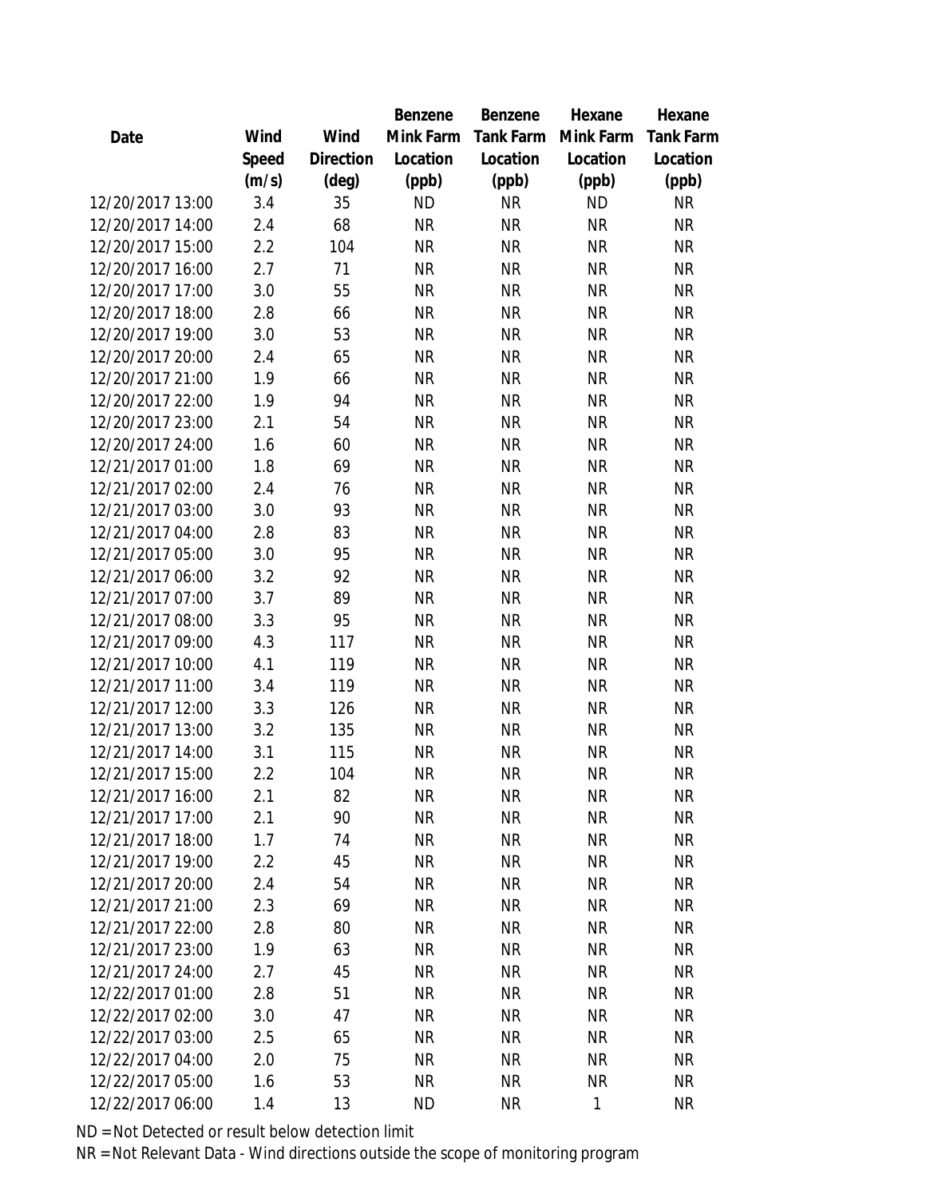| Date | Wind Speed (m/s) | Wind Direction (deg) | Benzene Mink Farm Location (ppb) | Benzene Tank Farm Location (ppb) | Hexane Mink Farm Location (ppb) | Hexane Tank Farm Location (ppb) |
|---|---|---|---|---|---|---|
| 12/20/2017 13:00 | 3.4 | 35 | ND | NR | ND | NR |
| 12/20/2017 14:00 | 2.4 | 68 | NR | NR | NR | NR |
| 12/20/2017 15:00 | 2.2 | 104 | NR | NR | NR | NR |
| 12/20/2017 16:00 | 2.7 | 71 | NR | NR | NR | NR |
| 12/20/2017 17:00 | 3.0 | 55 | NR | NR | NR | NR |
| 12/20/2017 18:00 | 2.8 | 66 | NR | NR | NR | NR |
| 12/20/2017 19:00 | 3.0 | 53 | NR | NR | NR | NR |
| 12/20/2017 20:00 | 2.4 | 65 | NR | NR | NR | NR |
| 12/20/2017 21:00 | 1.9 | 66 | NR | NR | NR | NR |
| 12/20/2017 22:00 | 1.9 | 94 | NR | NR | NR | NR |
| 12/20/2017 23:00 | 2.1 | 54 | NR | NR | NR | NR |
| 12/20/2017 24:00 | 1.6 | 60 | NR | NR | NR | NR |
| 12/21/2017 01:00 | 1.8 | 69 | NR | NR | NR | NR |
| 12/21/2017 02:00 | 2.4 | 76 | NR | NR | NR | NR |
| 12/21/2017 03:00 | 3.0 | 93 | NR | NR | NR | NR |
| 12/21/2017 04:00 | 2.8 | 83 | NR | NR | NR | NR |
| 12/21/2017 05:00 | 3.0 | 95 | NR | NR | NR | NR |
| 12/21/2017 06:00 | 3.2 | 92 | NR | NR | NR | NR |
| 12/21/2017 07:00 | 3.7 | 89 | NR | NR | NR | NR |
| 12/21/2017 08:00 | 3.3 | 95 | NR | NR | NR | NR |
| 12/21/2017 09:00 | 4.3 | 117 | NR | NR | NR | NR |
| 12/21/2017 10:00 | 4.1 | 119 | NR | NR | NR | NR |
| 12/21/2017 11:00 | 3.4 | 119 | NR | NR | NR | NR |
| 12/21/2017 12:00 | 3.3 | 126 | NR | NR | NR | NR |
| 12/21/2017 13:00 | 3.2 | 135 | NR | NR | NR | NR |
| 12/21/2017 14:00 | 3.1 | 115 | NR | NR | NR | NR |
| 12/21/2017 15:00 | 2.2 | 104 | NR | NR | NR | NR |
| 12/21/2017 16:00 | 2.1 | 82 | NR | NR | NR | NR |
| 12/21/2017 17:00 | 2.1 | 90 | NR | NR | NR | NR |
| 12/21/2017 18:00 | 1.7 | 74 | NR | NR | NR | NR |
| 12/21/2017 19:00 | 2.2 | 45 | NR | NR | NR | NR |
| 12/21/2017 20:00 | 2.4 | 54 | NR | NR | NR | NR |
| 12/21/2017 21:00 | 2.3 | 69 | NR | NR | NR | NR |
| 12/21/2017 22:00 | 2.8 | 80 | NR | NR | NR | NR |
| 12/21/2017 23:00 | 1.9 | 63 | NR | NR | NR | NR |
| 12/21/2017 24:00 | 2.7 | 45 | NR | NR | NR | NR |
| 12/22/2017 01:00 | 2.8 | 51 | NR | NR | NR | NR |
| 12/22/2017 02:00 | 3.0 | 47 | NR | NR | NR | NR |
| 12/22/2017 03:00 | 2.5 | 65 | NR | NR | NR | NR |
| 12/22/2017 04:00 | 2.0 | 75 | NR | NR | NR | NR |
| 12/22/2017 05:00 | 1.6 | 53 | NR | NR | NR | NR |
| 12/22/2017 06:00 | 1.4 | 13 | ND | NR | 1 | NR |

ND = Not Detected or result below detection limit

NR = Not Relevant Data - Wind directions outside the scope of monitoring program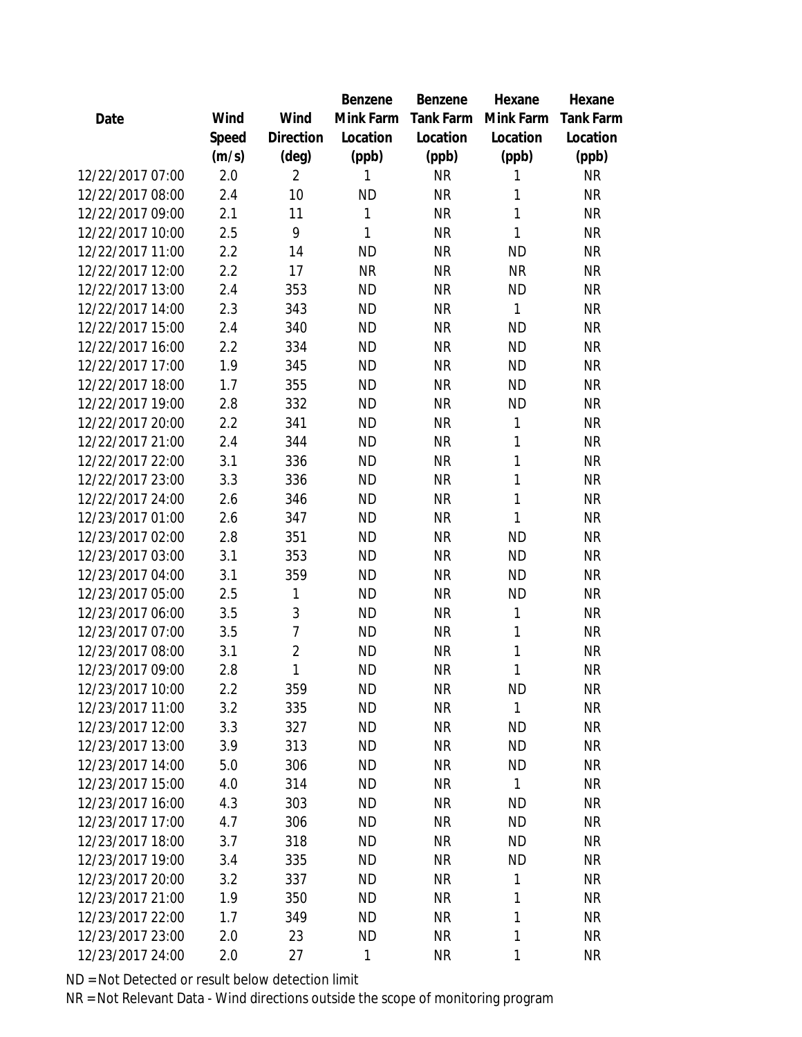| Date | Wind Speed (m/s) | Wind Direction (deg) | Benzene Mink Farm Location (ppb) | Benzene Tank Farm Location (ppb) | Hexane Mink Farm Location (ppb) | Hexane Tank Farm Location (ppb) |
|---|---|---|---|---|---|---|
| 12/22/2017 07:00 | 2.0 | 2 | 1 | NR | 1 | NR |
| 12/22/2017 08:00 | 2.4 | 10 | ND | NR | 1 | NR |
| 12/22/2017 09:00 | 2.1 | 11 | 1 | NR | 1 | NR |
| 12/22/2017 10:00 | 2.5 | 9 | 1 | NR | 1 | NR |
| 12/22/2017 11:00 | 2.2 | 14 | ND | NR | ND | NR |
| 12/22/2017 12:00 | 2.2 | 17 | NR | NR | NR | NR |
| 12/22/2017 13:00 | 2.4 | 353 | ND | NR | ND | NR |
| 12/22/2017 14:00 | 2.3 | 343 | ND | NR | 1 | NR |
| 12/22/2017 15:00 | 2.4 | 340 | ND | NR | ND | NR |
| 12/22/2017 16:00 | 2.2 | 334 | ND | NR | ND | NR |
| 12/22/2017 17:00 | 1.9 | 345 | ND | NR | ND | NR |
| 12/22/2017 18:00 | 1.7 | 355 | ND | NR | ND | NR |
| 12/22/2017 19:00 | 2.8 | 332 | ND | NR | ND | NR |
| 12/22/2017 20:00 | 2.2 | 341 | ND | NR | 1 | NR |
| 12/22/2017 21:00 | 2.4 | 344 | ND | NR | 1 | NR |
| 12/22/2017 22:00 | 3.1 | 336 | ND | NR | 1 | NR |
| 12/22/2017 23:00 | 3.3 | 336 | ND | NR | 1 | NR |
| 12/22/2017 24:00 | 2.6 | 346 | ND | NR | 1 | NR |
| 12/23/2017 01:00 | 2.6 | 347 | ND | NR | 1 | NR |
| 12/23/2017 02:00 | 2.8 | 351 | ND | NR | ND | NR |
| 12/23/2017 03:00 | 3.1 | 353 | ND | NR | ND | NR |
| 12/23/2017 04:00 | 3.1 | 359 | ND | NR | ND | NR |
| 12/23/2017 05:00 | 2.5 | 1 | ND | NR | ND | NR |
| 12/23/2017 06:00 | 3.5 | 3 | ND | NR | 1 | NR |
| 12/23/2017 07:00 | 3.5 | 7 | ND | NR | 1 | NR |
| 12/23/2017 08:00 | 3.1 | 2 | ND | NR | 1 | NR |
| 12/23/2017 09:00 | 2.8 | 1 | ND | NR | 1 | NR |
| 12/23/2017 10:00 | 2.2 | 359 | ND | NR | ND | NR |
| 12/23/2017 11:00 | 3.2 | 335 | ND | NR | 1 | NR |
| 12/23/2017 12:00 | 3.3 | 327 | ND | NR | ND | NR |
| 12/23/2017 13:00 | 3.9 | 313 | ND | NR | ND | NR |
| 12/23/2017 14:00 | 5.0 | 306 | ND | NR | ND | NR |
| 12/23/2017 15:00 | 4.0 | 314 | ND | NR | 1 | NR |
| 12/23/2017 16:00 | 4.3 | 303 | ND | NR | ND | NR |
| 12/23/2017 17:00 | 4.7 | 306 | ND | NR | ND | NR |
| 12/23/2017 18:00 | 3.7 | 318 | ND | NR | ND | NR |
| 12/23/2017 19:00 | 3.4 | 335 | ND | NR | ND | NR |
| 12/23/2017 20:00 | 3.2 | 337 | ND | NR | 1 | NR |
| 12/23/2017 21:00 | 1.9 | 350 | ND | NR | 1 | NR |
| 12/23/2017 22:00 | 1.7 | 349 | ND | NR | 1 | NR |
| 12/23/2017 23:00 | 2.0 | 23 | ND | NR | 1 | NR |
| 12/23/2017 24:00 | 2.0 | 27 | 1 | NR | 1 | NR |

ND = Not Detected or result below detection limit

NR = Not Relevant Data - Wind directions outside the scope of monitoring program